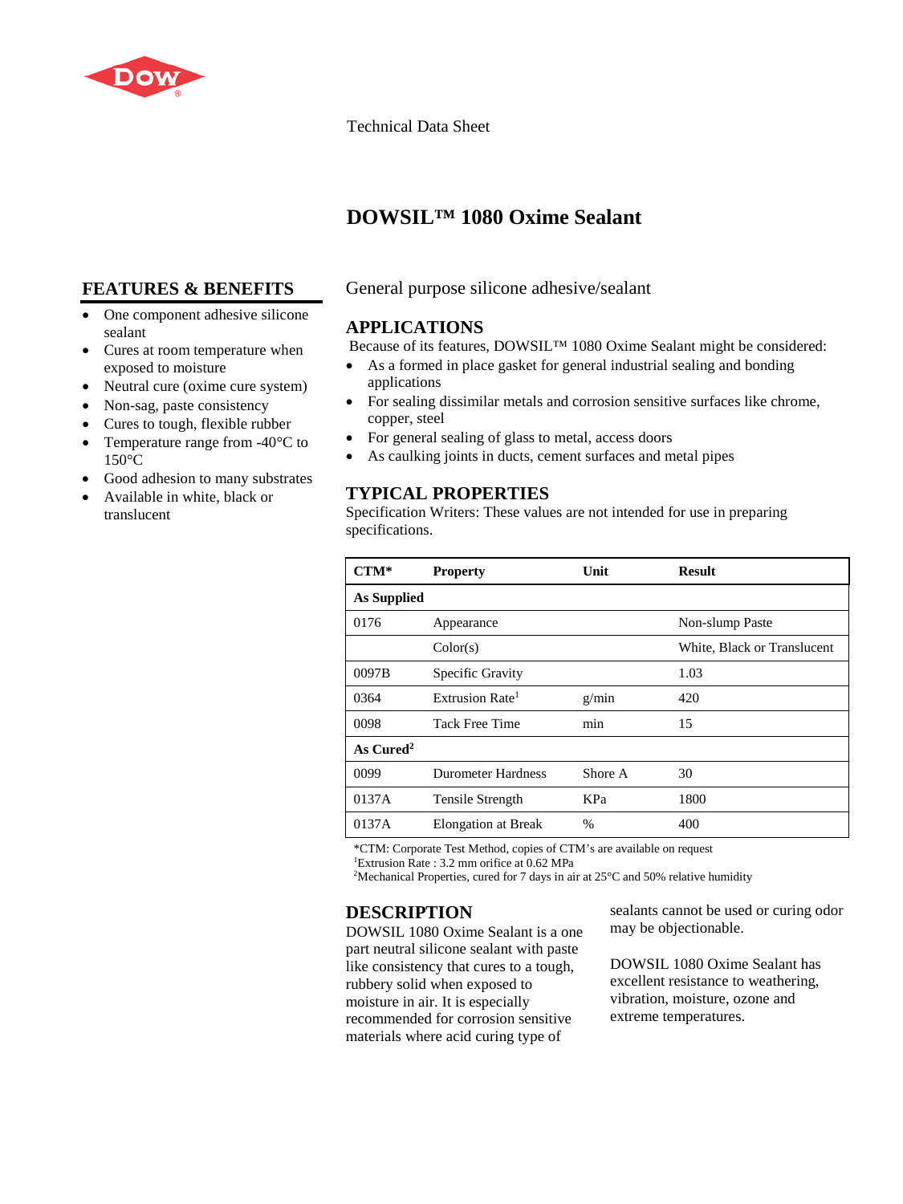Technical Data Sheet

# DOWSIL™ 1080 Oxime Sealant

## FEATURES & BENEFITS

- One component adhesive silicone sealant
- Cures at room temperature when exposed to moisture
- Neutral cure (oxime cure system)
- Non-sag, paste consistency
- Cures to tough, flexible rubber
- Temperature range from -40°C to 150°C
- Good adhesion to many substrates
- Available in white, black or translucent

General purpose silicone adhesive/sealant

## APPLICATIONS

Because of its features, DOWSIL™ 1080 Oxime Sealant might be considered:

- As a formed in place gasket for general industrial sealing and bonding applications
- For sealing dissimilar metals and corrosion sensitive surfaces like chrome, copper, steel
- For general sealing of glass to metal, access doors
- As caulking joints in ducts, cement surfaces and metal pipes

## TYPICAL PROPERTIES

Specification Writers: These values are not intended for use in preparing specifications.

| CTM* | Property | Unit | Result |
|---|---|---|---|
| **As Supplied** | | | |
| 0176 | Appearance | | Non-slump Paste |
| | Color(s) | | White, Black or Translucent |
| 0097B | Specific Gravity | | 1.03 |
| 0364 | Extrusion Rate[1] | g/min | 420 |
| 0098 | Tack Free Time | min | 15 |
| **As Cured[2]** | | | |
| 0099 | Durometer Hardness | Shore A | 30 |
| 0137A | Tensile Strength | KPa | 1800 |
| 0137A | Elongation at Break | % | 400 |

*CTM: Corporate Test Method, copies of CTM's are available on request
[1]Extrusion Rate : 3.2 mm orifice at 0.62 MPa
[2]Mechanical Properties, cured for 7 days in air at 25°C and 50% relative humidity

## DESCRIPTION

DOWSIL 1080 Oxime Sealant is a one part neutral silicone sealant with paste like consistency that cures to a tough, rubbery solid when exposed to moisture in air. It is especially recommended for corrosion sensitive materials where acid curing type of sealants cannot be used or curing odor may be objectionable.

DOWSIL 1080 Oxime Sealant has excellent resistance to weathering, vibration, moisture, ozone and extreme temperatures.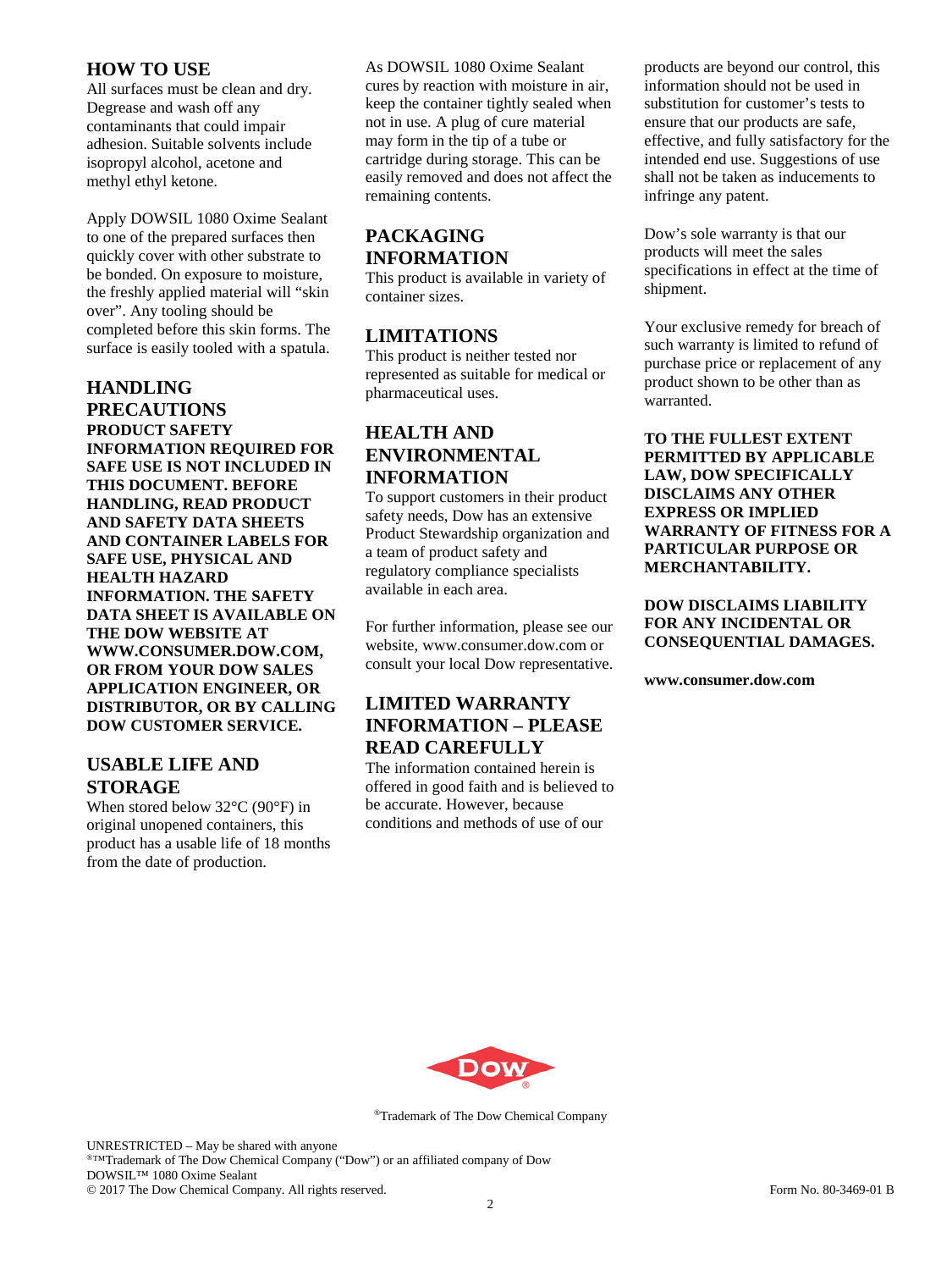## HOW TO USE

All surfaces must be clean and dry. Degrease and wash off any contaminants that could impair adhesion. Suitable solvents include isopropyl alcohol, acetone and methyl ethyl ketone.

Apply DOWSIL 1080 Oxime Sealant to one of the prepared surfaces then quickly cover with other substrate to be bonded. On exposure to moisture, the freshly applied material will "skin over". Any tooling should be completed before this skin forms. The surface is easily tooled with a spatula.

## HANDLING PRECAUTIONS

**PRODUCT SAFETY INFORMATION REQUIRED FOR SAFE USE IS NOT INCLUDED IN THIS DOCUMENT. BEFORE HANDLING, READ PRODUCT AND SAFETY DATA SHEETS AND CONTAINER LABELS FOR SAFE USE, PHYSICAL AND HEALTH HAZARD INFORMATION. THE SAFETY DATA SHEET IS AVAILABLE ON THE DOW WEBSITE AT WWW.CONSUMER.DOW.COM, OR FROM YOUR DOW SALES APPLICATION ENGINEER, OR DISTRIBUTOR, OR BY CALLING DOW CUSTOMER SERVICE.**

## USABLE LIFE AND STORAGE

When stored below 32°C (90°F) in original unopened containers, this product has a usable life of 18 months from the date of production.

As DOWSIL 1080 Oxime Sealant cures by reaction with moisture in air, keep the container tightly sealed when not in use. A plug of cure material may form in the tip of a tube or cartridge during storage. This can be easily removed and does not affect the remaining contents.

## PACKAGING INFORMATION

This product is available in variety of container sizes.

## LIMITATIONS

This product is neither tested nor represented as suitable for medical or pharmaceutical uses.

## HEALTH AND ENVIRONMENTAL INFORMATION

To support customers in their product safety needs, Dow has an extensive Product Stewardship organization and a team of product safety and regulatory compliance specialists available in each area.

For further information, please see our website, www.consumer.dow.com or consult your local Dow representative.

## LIMITED WARRANTY INFORMATION – PLEASE READ CAREFULLY

The information contained herein is offered in good faith and is believed to be accurate. However, because conditions and methods of use of our products are beyond our control, this information should not be used in substitution for customer's tests to ensure that our products are safe, effective, and fully satisfactory for the intended end use. Suggestions of use shall not be taken as inducements to infringe any patent.

Dow's sole warranty is that our products will meet the sales specifications in effect at the time of shipment.

Your exclusive remedy for breach of such warranty is limited to refund of purchase price or replacement of any product shown to be other than as warranted.

**TO THE FULLEST EXTENT PERMITTED BY APPLICABLE LAW, DOW SPECIFICALLY DISCLAIMS ANY OTHER EXPRESS OR IMPLIED WARRANTY OF FITNESS FOR A PARTICULAR PURPOSE OR MERCHANTABILITY.**

**DOW DISCLAIMS LIABILITY FOR ANY INCIDENTAL OR CONSEQUENTIAL DAMAGES.**

**www.consumer.dow.com**

®Trademark of The Dow Chemical Company

UNRESTRICTED – May be shared with anyone
®™Trademark of The Dow Chemical Company ("Dow") or an affiliated company of Dow
DOWSIL™ 1080 Oxime Sealant
© 2017 The Dow Chemical Company. All rights reserved.

Form No. 80-3469-01 B